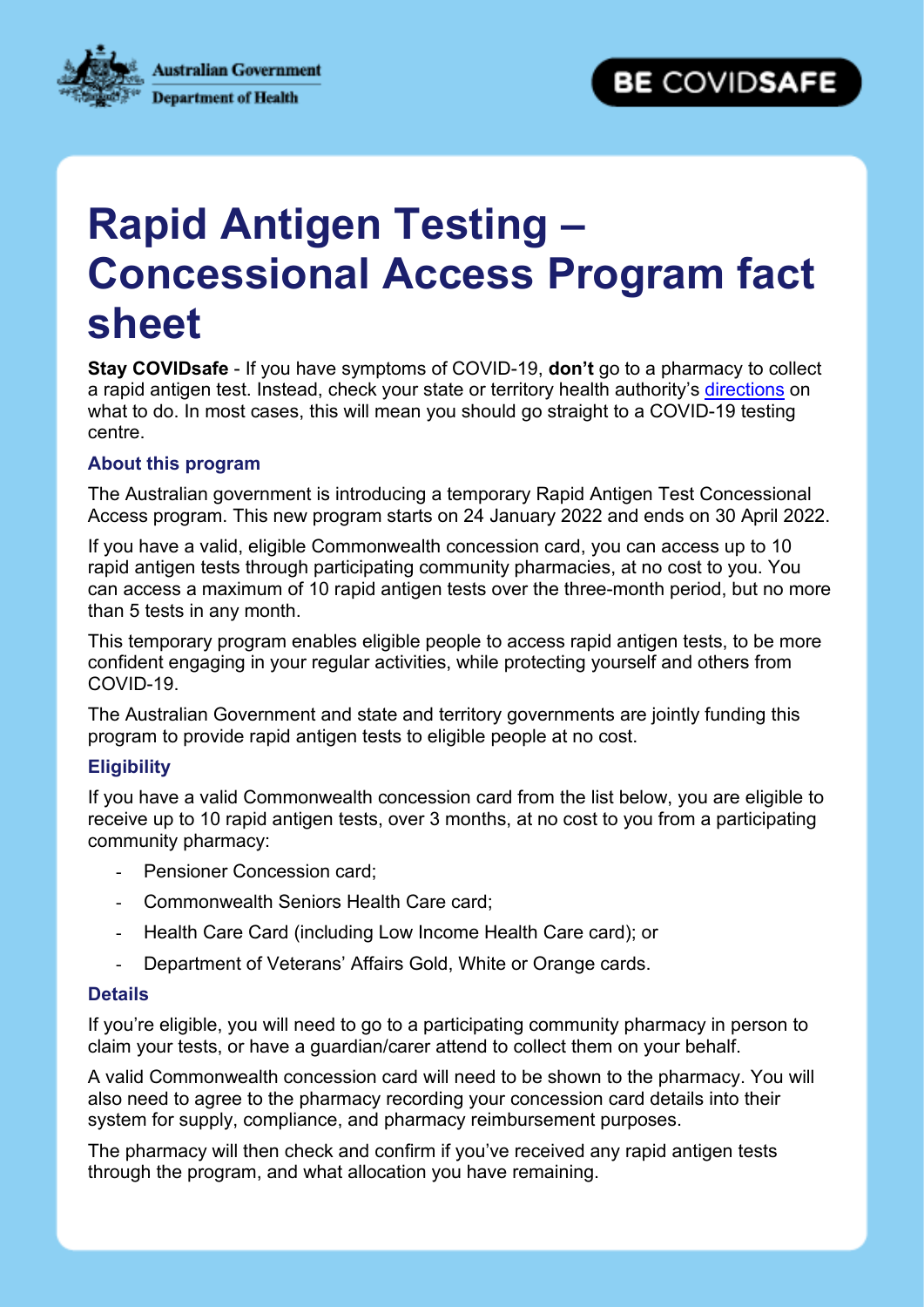Australian Government
Department of Health

BE COVIDSAFE

# Rapid Antigen Testing – Concessional Access Program fact sheet

**Stay COVIDsafe** - If you have symptoms of COVID-19, **don't** go to a pharmacy to collect a rapid antigen test. Instead, check your state or territory health authority's directions on what to do. In most cases, this will mean you should go straight to a COVID-19 testing centre.

### About this program

The Australian government is introducing a temporary Rapid Antigen Test Concessional Access program. This new program starts on 24 January 2022 and ends on 30 April 2022.

If you have a valid, eligible Commonwealth concession card, you can access up to 10 rapid antigen tests through participating community pharmacies, at no cost to you. You can access a maximum of 10 rapid antigen tests over the three-month period, but no more than 5 tests in any month.

This temporary program enables eligible people to access rapid antigen tests, to be more confident engaging in your regular activities, while protecting yourself and others from COVID-19.

The Australian Government and state and territory governments are jointly funding this program to provide rapid antigen tests to eligible people at no cost.

### Eligibility

If you have a valid Commonwealth concession card from the list below, you are eligible to receive up to 10 rapid antigen tests, over 3 months, at no cost to you from a participating community pharmacy:

- Pensioner Concession card;
- Commonwealth Seniors Health Care card;
- Health Care Card (including Low Income Health Care card); or
- Department of Veterans' Affairs Gold, White or Orange cards.

### Details

If you're eligible, you will need to go to a participating community pharmacy in person to claim your tests, or have a guardian/carer attend to collect them on your behalf.

A valid Commonwealth concession card will need to be shown to the pharmacy. You will also need to agree to the pharmacy recording your concession card details into their system for supply, compliance, and pharmacy reimbursement purposes.

The pharmacy will then check and confirm if you've received any rapid antigen tests through the program, and what allocation you have remaining.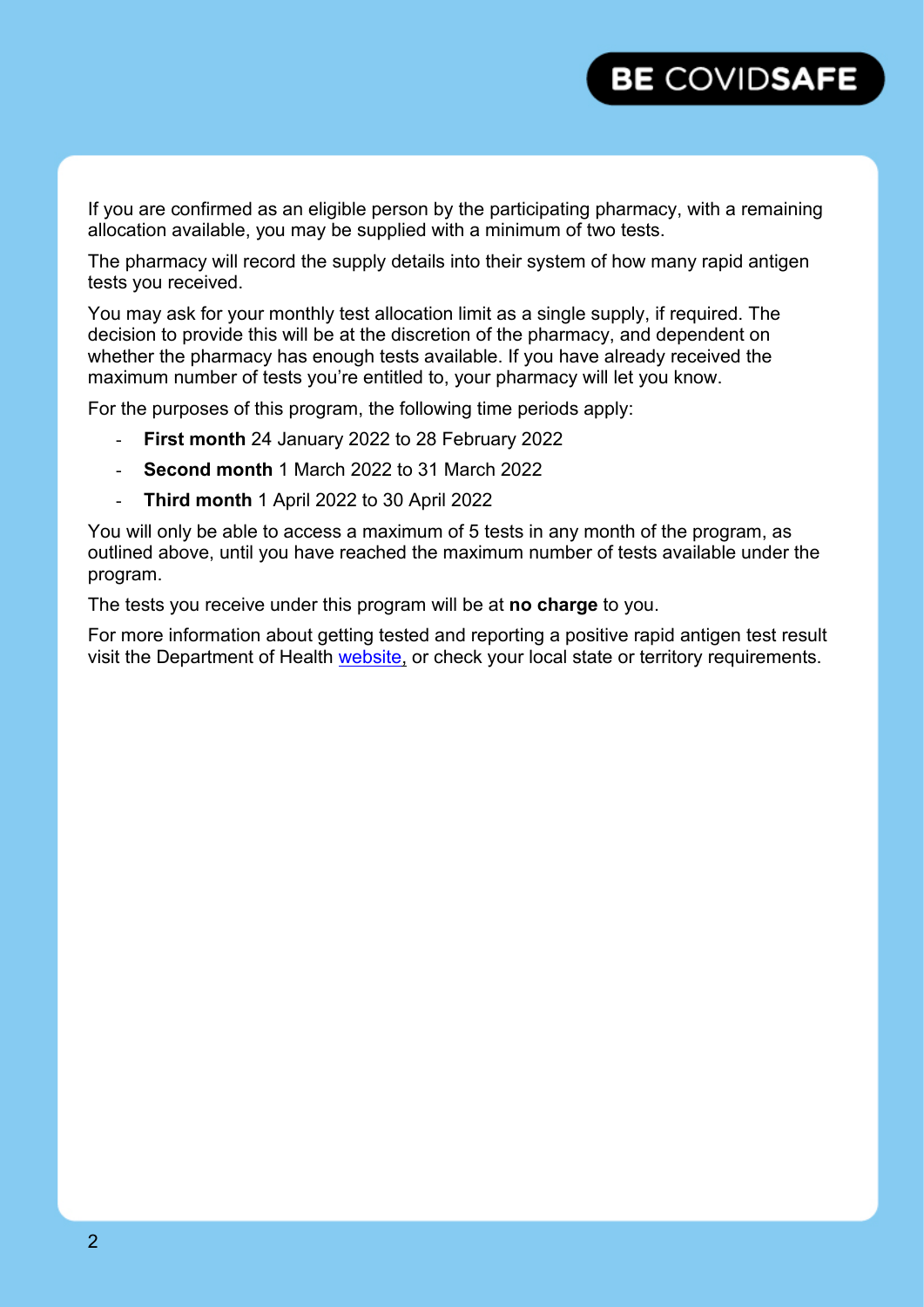If you are confirmed as an eligible person by the participating pharmacy, with a remaining allocation available, you may be supplied with a minimum of two tests.

The pharmacy will record the supply details into their system of how many rapid antigen tests you received.

You may ask for your monthly test allocation limit as a single supply, if required. The decision to provide this will be at the discretion of the pharmacy, and dependent on whether the pharmacy has enough tests available. If you have already received the maximum number of tests you're entitled to, your pharmacy will let you know.

For the purposes of this program, the following time periods apply:

- **First month** 24 January 2022 to 28 February 2022
- **Second month** 1 March 2022 to 31 March 2022
- **Third month** 1 April 2022 to 30 April 2022

You will only be able to access a maximum of 5 tests in any month of the program, as outlined above, until you have reached the maximum number of tests available under the program.

The tests you receive under this program will be at **no charge** to you.

For more information about getting tested and reporting a positive rapid antigen test result visit the Department of Health website, or check your local state or territory requirements.